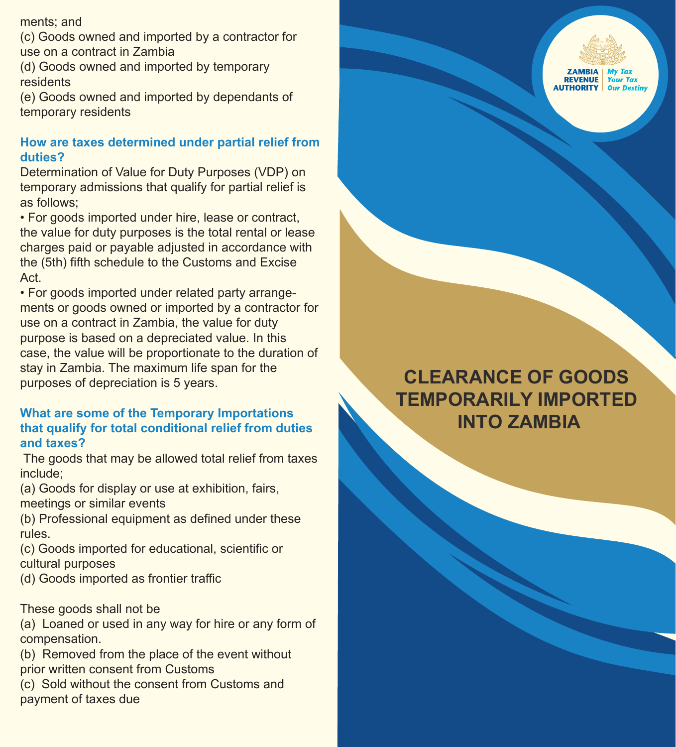ments; and

(c) Goods owned and imported by a contractor for use on a contract in Zambia

(d) Goods owned and imported by temporary residents

(e) Goods owned and imported by dependants of temporary residents

### How are taxes determined under partial relief from duties?

Determination of Value for Duty Purposes (VDP) on temporary admissions that qualify for partial relief is as follows;

- For goods imported under hire, lease or contract, the value for duty purposes is the total rental or lease charges paid or payable adjusted in accordance with the (5th) fifth schedule to the Customs and Excise Act.
- For goods imported under related party arrangements or goods owned or imported by a contractor for use on a contract in Zambia, the value for duty purpose is based on a depreciated value. In this case, the value will be proportionate to the duration of stay in Zambia. The maximum life span for the purposes of depreciation is 5 years.

### What are some of the Temporary Importations that qualify for total conditional relief from duties and taxes?

The goods that may be allowed total relief from taxes include;

(a) Goods for display or use at exhibition, fairs, meetings or similar events

(b) Professional equipment as defined under these rules.

(c) Goods imported for educational, scientific or cultural purposes

(d) Goods imported as frontier traffic

These goods shall not be

(a) Loaned or used in any way for hire or any form of compensation.

(b) Removed from the place of the event without prior written consent from Customs

(c) Sold without the consent from Customs and payment of taxes due

ZAMBIA REVENUE AUTHORITY

*My Tax Your Tax Our Destiny*

# CLEARANCE OF GOODS TEMPORARILY IMPORTED INTO ZAMBIA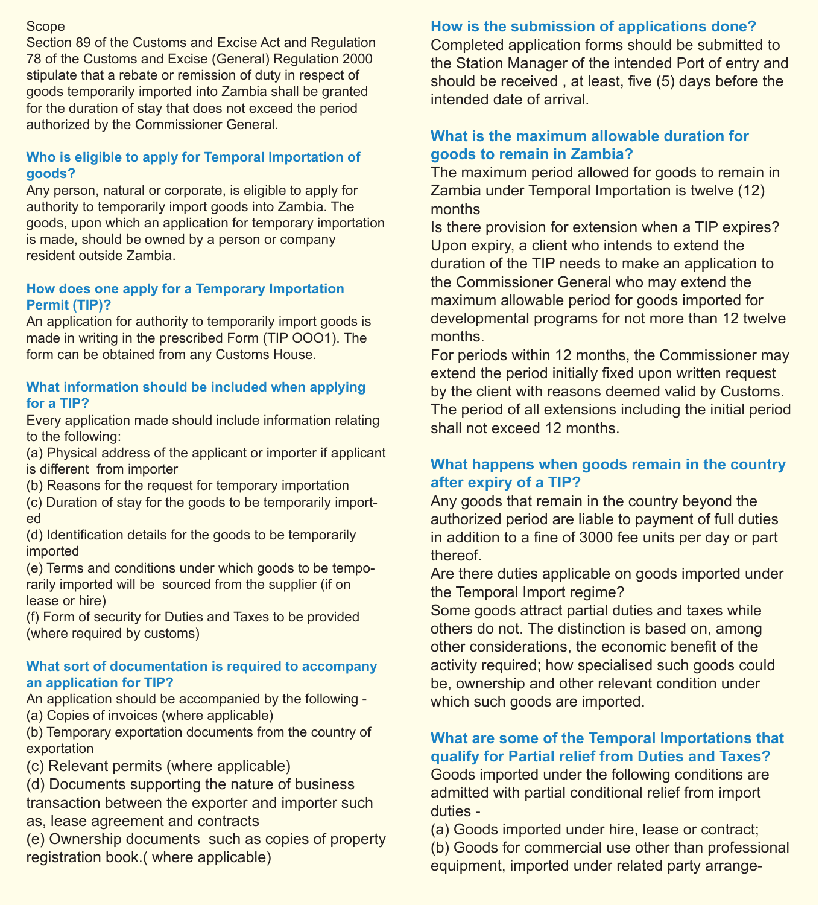Scope

Section 89 of the Customs and Excise Act and Regulation 78 of the Customs and Excise (General) Regulation 2000 stipulate that a rebate or remission of duty in respect of goods temporarily imported into Zambia shall be granted for the duration of stay that does not exceed the period authorized by the Commissioner General.

### Who is eligible to apply for Temporal Importation of goods?

Any person, natural or corporate, is eligible to apply for authority to temporarily import goods into Zambia. The goods, upon which an application for temporary importation is made, should be owned by a person or company resident outside Zambia.

### How does one apply for a Temporary Importation Permit (TIP)?

An application for authority to temporarily import goods is made in writing in the prescribed Form (TIP OOO1). The form can be obtained from any Customs House.

### What information should be included when applying for a TIP?

Every application made should include information relating to the following:

(a) Physical address of the applicant or importer if applicant is different from importer
(b) Reasons for the request for temporary importation
(c) Duration of stay for the goods to be temporarily imported
(d) Identification details for the goods to be temporarily imported
(e) Terms and conditions under which goods to be temporarily imported will be sourced from the supplier (if on lease or hire)
(f) Form of security for Duties and Taxes to be provided (where required by customs)

### What sort of documentation is required to accompany an application for TIP?

An application should be accompanied by the following -

(a) Copies of invoices (where applicable)
(b) Temporary exportation documents from the country of exportation
(c) Relevant permits (where applicable)
(d) Documents supporting the nature of business transaction between the exporter and importer such as, lease agreement and contracts
(e) Ownership documents such as copies of property registration book.( where applicable)

### How is the submission of applications done?

Completed application forms should be submitted to the Station Manager of the intended Port of entry and should be received , at least, five (5) days before the intended date of arrival.

### What is the maximum allowable duration for goods to remain in Zambia?

The maximum period allowed for goods to remain in Zambia under Temporal Importation is twelve (12) months

Is there provision for extension when a TIP expires?

Upon expiry, a client who intends to extend the duration of the TIP needs to make an application to the Commissioner General who may extend the maximum allowable period for goods imported for developmental programs for not more than 12 twelve months.

For periods within 12 months, the Commissioner may extend the period initially fixed upon written request by the client with reasons deemed valid by Customs. The period of all extensions including the initial period shall not exceed 12 months.

### What happens when goods remain in the country after expiry of a TIP?

Any goods that remain in the country beyond the authorized period are liable to payment of full duties in addition to a fine of 3000 fee units per day or part thereof.

Are there duties applicable on goods imported under the Temporal Import regime?

Some goods attract partial duties and taxes while others do not. The distinction is based on, among other considerations, the economic benefit of the activity required; how specialised such goods could be, ownership and other relevant condition under which such goods are imported.

### What are some of the Temporal Importations that qualify for Partial relief from Duties and Taxes?

Goods imported under the following conditions are admitted with partial conditional relief from import duties -

(a) Goods imported under hire, lease or contract;
(b) Goods for commercial use other than professional equipment, imported under related party arrange-